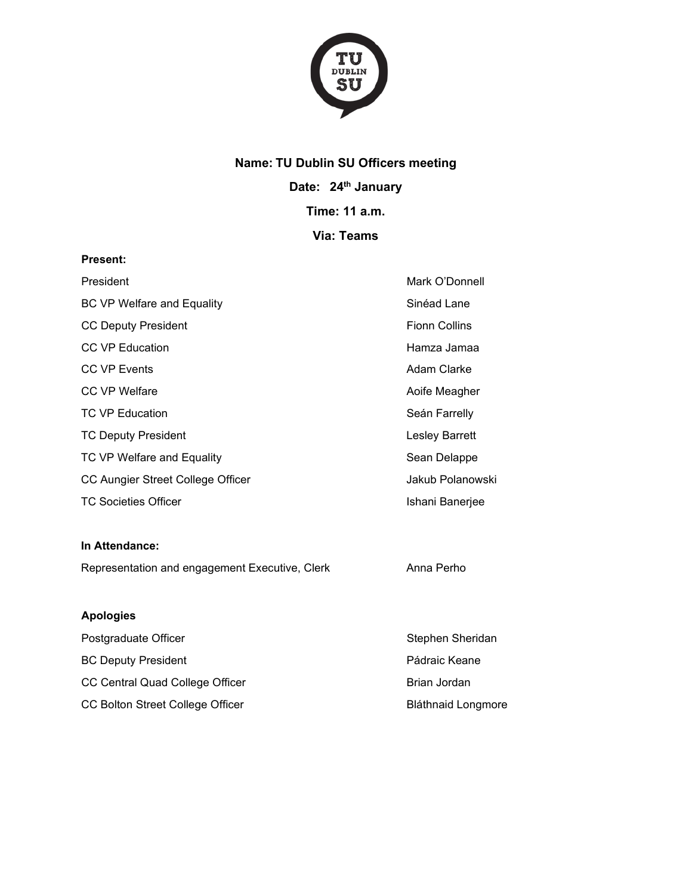**Name: TU Dublin SU Officers meeting**

**Date: 24th January**

**Time: 11 a.m.**

**Via: Teams**

**Present:**

| | |
|---|---|
| President | Mark O'Donnell |
| BC VP Welfare and Equality | Sinéad Lane |
| CC Deputy President | Fionn Collins |
| CC VP Education | Hamza Jamaa |
| CC VP Events | Adam Clarke |
| CC VP Welfare | Aoife Meagher |
| TC VP Education | Seán Farrelly |
| TC Deputy President | Lesley Barrett |
| TC VP Welfare and Equality | Sean Delappe |
| CC Aungier Street College Officer | Jakub Polanowski |
| TC Societies Officer | Ishani Banerjee |

**In Attendance:**

| | |
|---|---|
| Representation and engagement Executive, Clerk | Anna Perho |

**Apologies**

| | |
|---|---|
| Postgraduate Officer | Stephen Sheridan |
| BC Deputy President | Pádraic Keane |
| CC Central Quad College Officer | Brian Jordan |
| CC Bolton Street College Officer | Bláthnaid Longmore |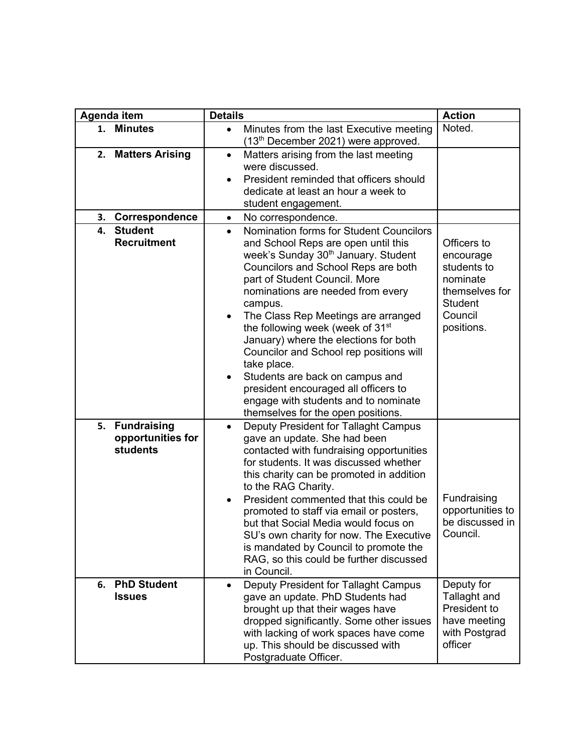| Agenda item | Details | Action |
|---|---|---|
| 1. **Minutes** | • Minutes from the last Executive meeting (13th December 2021) were approved. | Noted. |
| 2. **Matters Arising** | • Matters arising from the last meeting were discussed. <br> • President reminded that officers should dedicate at least an hour a week to student engagement. | |
| 3. **Correspondence** | • No correspondence. | |
| 4. **Student Recruitment** | • Nomination forms for Student Councilors and School Reps are open until this week's Sunday 30th January. Student Councilors and School Reps are both part of Student Council. More nominations are needed from every campus. <br> • The Class Rep Meetings are arranged the following week (week of 31st January) where the elections for both Councilor and School rep positions will take place. <br> • Students are back on campus and president encouraged all officers to engage with students and to nominate themselves for the open positions. | Officers to encourage students to nominate themselves for Student Council positions. |
| 5. **Fundraising opportunities for students** | • Deputy President for Tallaght Campus gave an update. She had been contacted with fundraising opportunities for students. It was discussed whether this charity can be promoted in addition to the RAG Charity. <br> • President commented that this could be promoted to staff via email or posters, but that Social Media would focus on SU's own charity for now. The Executive is mandated by Council to promote the RAG, so this could be further discussed in Council. | Fundraising opportunities to be discussed in Council. |
| 6. **PhD Student Issues** | • Deputy President for Tallaght Campus gave an update. PhD Students had brought up that their wages have dropped significantly. Some other issues with lacking of work spaces have come up. This should be discussed with Postgraduate Officer. | Deputy for Tallaght and President to have meeting with Postgrad officer |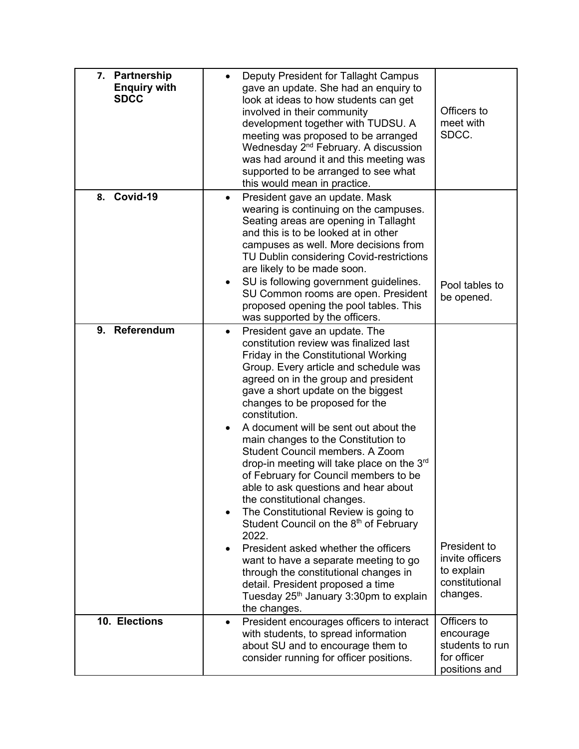| | | |
|---|---|---|
| **7. Partnership Enquiry with SDCC** | • Deputy President for Tallaght Campus gave an update. She had an enquiry to look at ideas to how students can get involved in their community development together with TUDSU. A meeting was proposed to be arranged Wednesday 2nd February. A discussion was had around it and this meeting was supported to be arranged to see what this would mean in practice. | Officers to meet with SDCC. |
| **8. Covid-19** | • President gave an update. Mask wearing is continuing on the campuses. Seating areas are opening in Tallaght and this is to be looked at in other campuses as well. More decisions from TU Dublin considering Covid-restrictions are likely to be made soon.<br>• SU is following government guidelines. SU Common rooms are open. President proposed opening the pool tables. This was supported by the officers. | Pool tables to be opened. |
| **9. Referendum** | • President gave an update. The constitution review was finalized last Friday in the Constitutional Working Group. Every article and schedule was agreed on in the group and president gave a short update on the biggest changes to be proposed for the constitution.<br>• A document will be sent out about the main changes to the Constitution to Student Council members. A Zoom drop-in meeting will take place on the 3rd of February for Council members to be able to ask questions and hear about the constitutional changes.<br>• The Constitutional Review is going to Student Council on the 8th of February 2022.<br>• President asked whether the officers want to have a separate meeting to go through the constitutional changes in detail. President proposed a time Tuesday 25th January 3:30pm to explain the changes. | President to invite officers to explain constitutional changes. |
| **10. Elections** | • President encourages officers to interact with students, to spread information about SU and to encourage them to consider running for officer positions. | Officers to encourage students to run for officer positions and |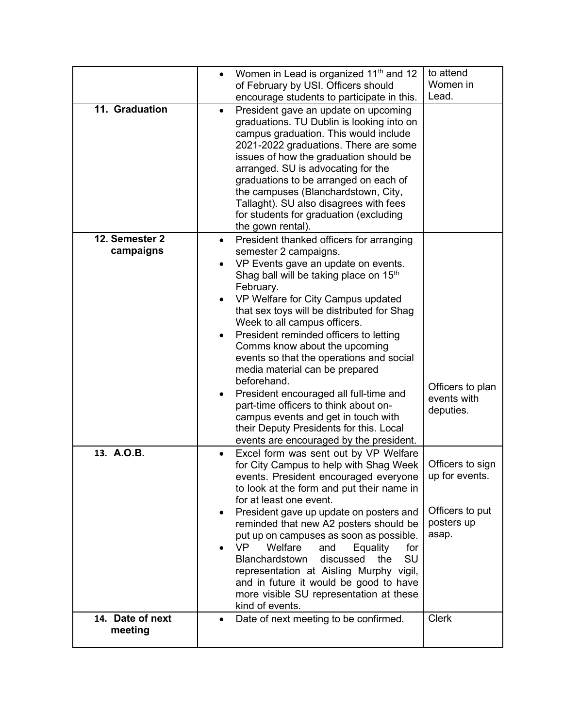| | | |
|---|---|---|
| | • Women in Lead is organized 11th and 12 of February by USI. Officers should encourage students to participate in this. | to attend Women in Lead. |
| **11. Graduation** | • President gave an update on upcoming graduations. TU Dublin is looking into on campus graduation. This would include 2021-2022 graduations. There are some issues of how the graduation should be arranged. SU is advocating for the graduations to be arranged on each of the campuses (Blanchardstown, City, Tallaght). SU also disagrees with fees for students for graduation (excluding the gown rental). | |
| **12. Semester 2 campaigns** | • President thanked officers for arranging semester 2 campaigns.<br>• VP Events gave an update on events. Shag ball will be taking place on 15th February.<br>• VP Welfare for City Campus updated that sex toys will be distributed for Shag Week to all campus officers.<br>• President reminded officers to letting Comms know about the upcoming events so that the operations and social media material can be prepared beforehand.<br>• President encouraged all full-time and part-time officers to think about on-campus events and get in touch with their Deputy Presidents for this. Local events are encouraged by the president. | Officers to plan events with deputies. |
| **13. A.O.B.** | • Excel form was sent out by VP Welfare for City Campus to help with Shag Week events. President encouraged everyone to look at the form and put their name in for at least one event.<br>• President gave up update on posters and reminded that new A2 posters should be put up on campuses as soon as possible.<br>• VP Welfare and Equality for Blanchardstown discussed the SU representation at Aisling Murphy vigil, and in future it would be good to have more visible SU representation at these kind of events. | Officers to sign up for events.<br><br>Officers to put posters up asap. |
| **14. Date of next meeting** | • Date of next meeting to be confirmed. | Clerk |